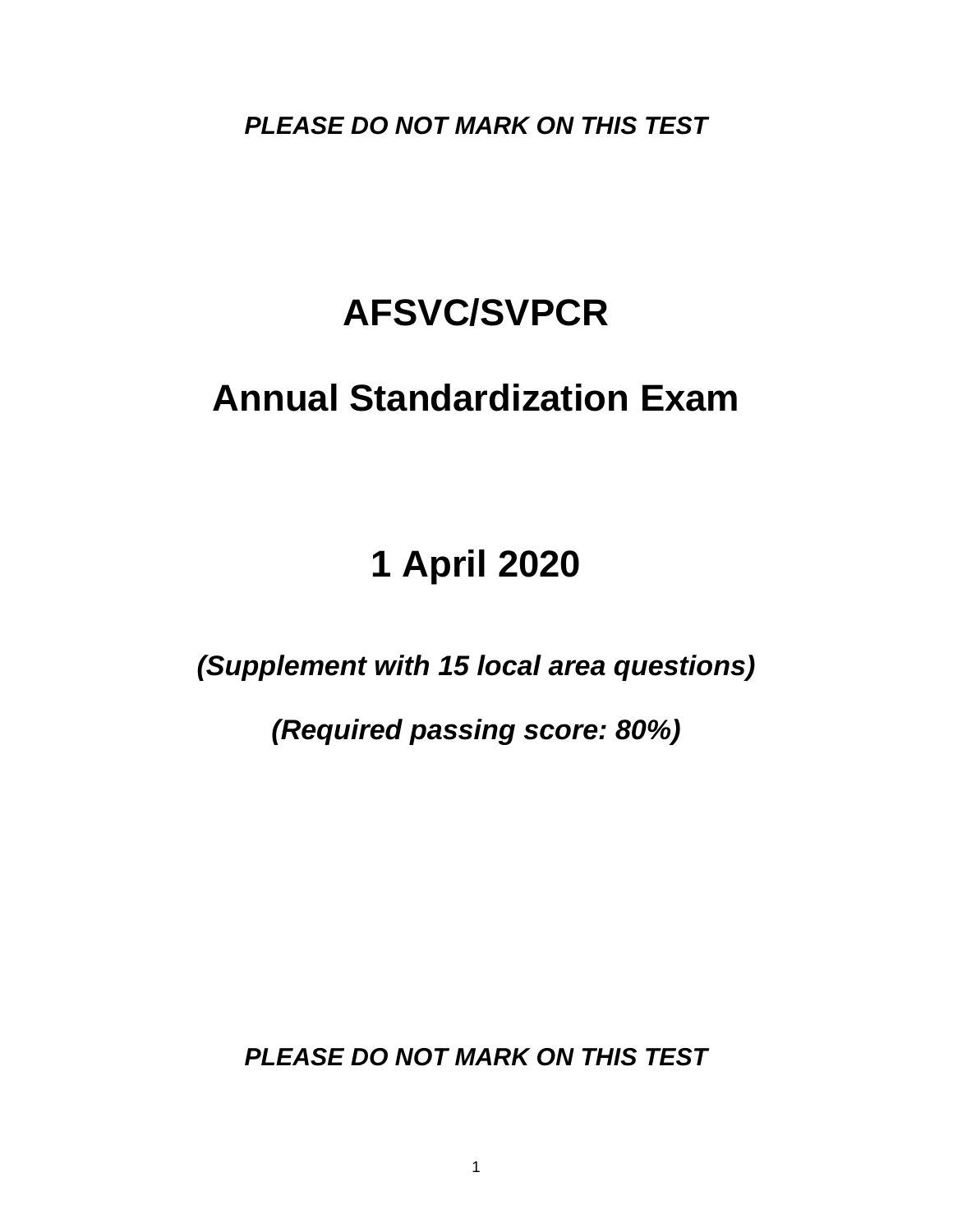***PLEASE DO NOT MARK ON THIS TEST***

# AFSVC/SVPCR

# Annual Standardization Exam

## 1 April 2020

***(Supplement with 15 local area questions)***

***(Required passing score: 80%)***

***PLEASE DO NOT MARK ON THIS TEST***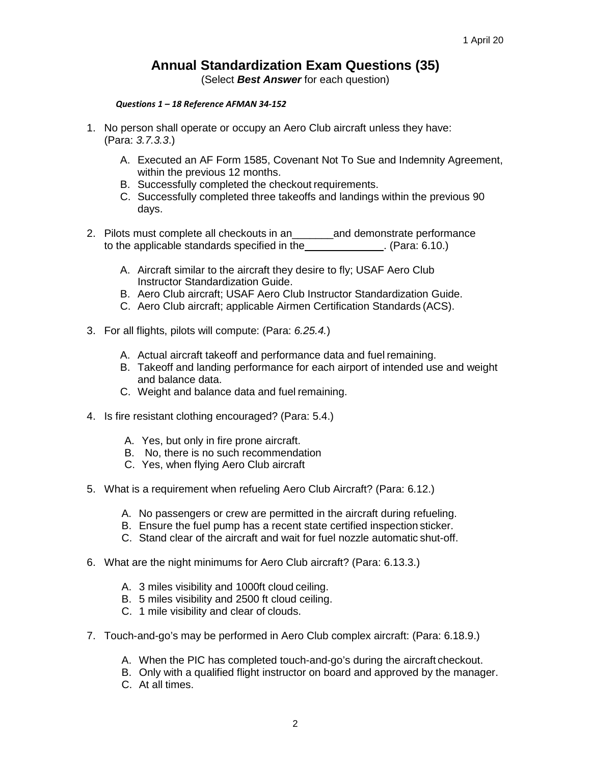1 April 20

# Annual Standardization Exam Questions (35)

(Select ***Best Answer*** for each question)

***Questions 1 – 18 Reference AFMAN 34-152***

1. No person shall operate or occupy an Aero Club aircraft unless they have: (Para: *3.7.3.3*.)

   A. Executed an AF Form 1585, Covenant Not To Sue and Indemnity Agreement, within the previous 12 months.
   B. Successfully completed the checkout requirements.
   C. Successfully completed three takeoffs and landings within the previous 90 days.

2. Pilots must complete all checkouts in an_______and demonstrate performance to the applicable standards specified in the_____________. (Para: 6.10.)

   A. Aircraft similar to the aircraft they desire to fly; USAF Aero Club Instructor Standardization Guide.
   B. Aero Club aircraft; USAF Aero Club Instructor Standardization Guide.
   C. Aero Club aircraft; applicable Airmen Certification Standards (ACS).

3. For all flights, pilots will compute: (Para: *6.25.4.*)

   A. Actual aircraft takeoff and performance data and fuel remaining.
   B. Takeoff and landing performance for each airport of intended use and weight and balance data.
   C. Weight and balance data and fuel remaining.

4. Is fire resistant clothing encouraged? (Para: 5.4.)

   A. Yes, but only in fire prone aircraft.
   B. No, there is no such recommendation
   C. Yes, when flying Aero Club aircraft

5. What is a requirement when refueling Aero Club Aircraft? (Para: 6.12.)

   A. No passengers or crew are permitted in the aircraft during refueling.
   B. Ensure the fuel pump has a recent state certified inspection sticker.
   C. Stand clear of the aircraft and wait for fuel nozzle automatic shut-off.

6. What are the night minimums for Aero Club aircraft? (Para: 6.13.3.)

   A. 3 miles visibility and 1000ft cloud ceiling.
   B. 5 miles visibility and 2500 ft cloud ceiling.
   C. 1 mile visibility and clear of clouds.

7. Touch-and-go's may be performed in Aero Club complex aircraft: (Para: 6.18.9.)

   A. When the PIC has completed touch-and-go's during the aircraft checkout.
   B. Only with a qualified flight instructor on board and approved by the manager.
   C. At all times.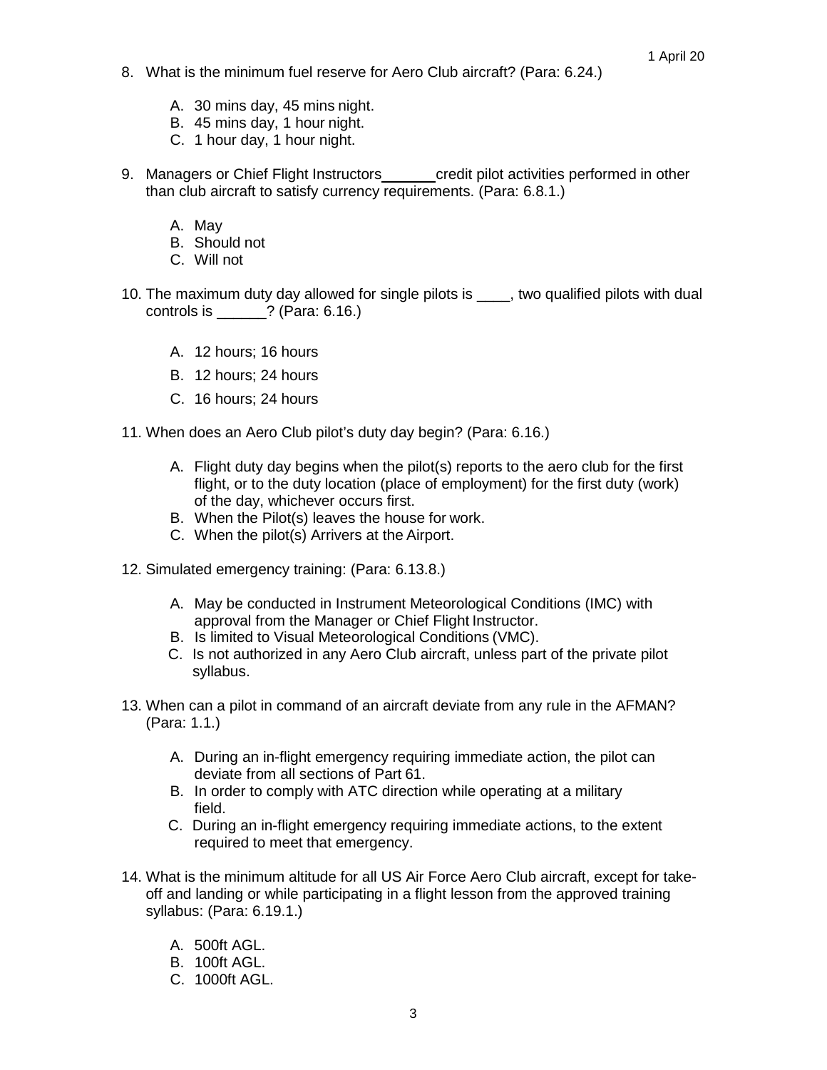8. What is the minimum fuel reserve for Aero Club aircraft? (Para: 6.24.)

   A. 30 mins day, 45 mins night.
   B. 45 mins day, 1 hour night.
   C. 1 hour day, 1 hour night.

9. Managers or Chief Flight Instructors ______ credit pilot activities performed in other than club aircraft to satisfy currency requirements. (Para: 6.8.1.)

   A. May
   B. Should not
   C. Will not

10. The maximum duty day allowed for single pilots is ____, two qualified pilots with dual controls is ______? (Para: 6.16.)

    A. 12 hours; 16 hours
    B. 12 hours; 24 hours
    C. 16 hours; 24 hours

11. When does an Aero Club pilot's duty day begin? (Para: 6.16.)

    A. Flight duty day begins when the pilot(s) reports to the aero club for the first flight, or to the duty location (place of employment) for the first duty (work) of the day, whichever occurs first.
    B. When the Pilot(s) leaves the house for work.
    C. When the pilot(s) Arrivers at the Airport.

12. Simulated emergency training: (Para: 6.13.8.)

    A. May be conducted in Instrument Meteorological Conditions (IMC) with approval from the Manager or Chief Flight Instructor.
    B. Is limited to Visual Meteorological Conditions (VMC).
    C. Is not authorized in any Aero Club aircraft, unless part of the private pilot syllabus.

13. When can a pilot in command of an aircraft deviate from any rule in the AFMAN? (Para: 1.1.)

    A. During an in-flight emergency requiring immediate action, the pilot can deviate from all sections of Part 61.
    B. In order to comply with ATC direction while operating at a military field.
    C. During an in-flight emergency requiring immediate actions, to the extent required to meet that emergency.

14. What is the minimum altitude for all US Air Force Aero Club aircraft, except for take-off and landing or while participating in a flight lesson from the approved training syllabus: (Para: 6.19.1.)

    A. 500ft AGL.
    B. 100ft AGL.
    C. 1000ft AGL.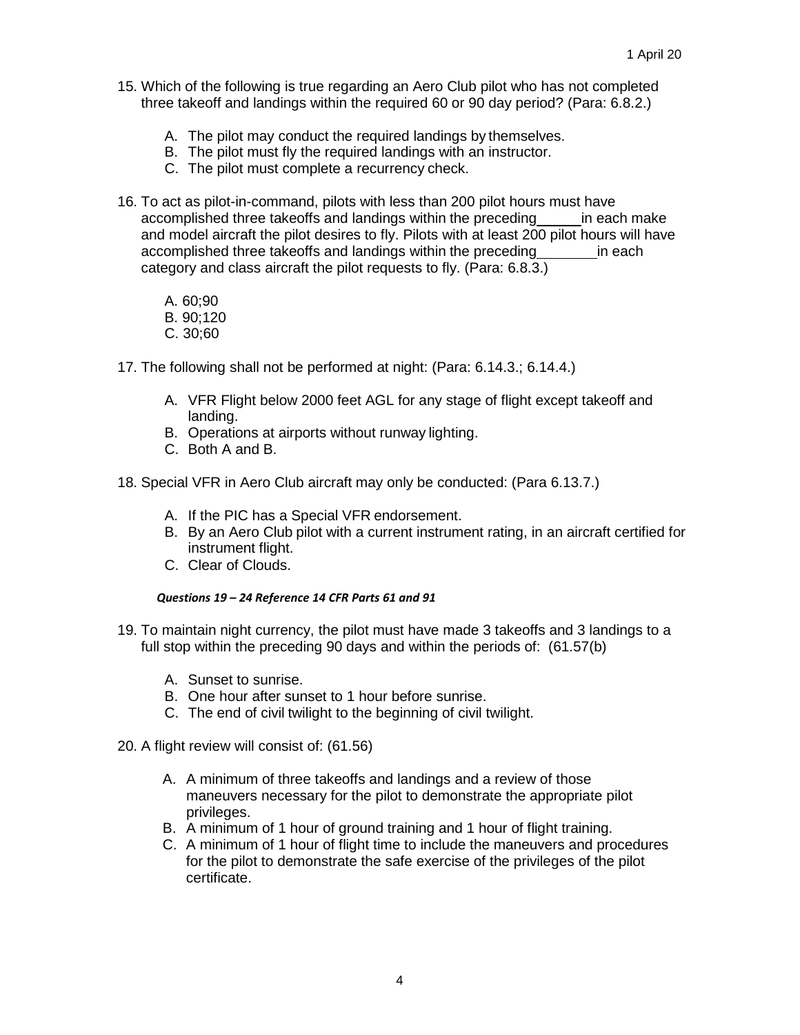15. Which of the following is true regarding an Aero Club pilot who has not completed three takeoff and landings within the required 60 or 90 day period? (Para: 6.8.2.)

    A. The pilot may conduct the required landings by themselves.
    B. The pilot must fly the required landings with an instructor.
    C. The pilot must complete a recurrency check.

16. To act as pilot-in-command, pilots with less than 200 pilot hours must have accomplished three takeoffs and landings within the preceding _____ in each make and model aircraft the pilot desires to fly. Pilots with at least 200 pilot hours will have accomplished three takeoffs and landings within the preceding _______ in each category and class aircraft the pilot requests to fly. (Para: 6.8.3.)

    A. 60;90
    B. 90;120
    C. 30;60

17. The following shall not be performed at night: (Para: 6.14.3.; 6.14.4.)

    A. VFR Flight below 2000 feet AGL for any stage of flight except takeoff and landing.
    B. Operations at airports without runway lighting.
    C. Both A and B.

18. Special VFR in Aero Club aircraft may only be conducted: (Para 6.13.7.)

    A. If the PIC has a Special VFR endorsement.
    B. By an Aero Club pilot with a current instrument rating, in an aircraft certified for instrument flight.
    C. Clear of Clouds.

***Questions 19 – 24 Reference 14 CFR Parts 61 and 91***

19. To maintain night currency, the pilot must have made 3 takeoffs and 3 landings to a full stop within the preceding 90 days and within the periods of: (61.57(b)

    A. Sunset to sunrise.
    B. One hour after sunset to 1 hour before sunrise.
    C. The end of civil twilight to the beginning of civil twilight.

20. A flight review will consist of: (61.56)

    A. A minimum of three takeoffs and landings and a review of those maneuvers necessary for the pilot to demonstrate the appropriate pilot privileges.
    B. A minimum of 1 hour of ground training and 1 hour of flight training.
    C. A minimum of 1 hour of flight time to include the maneuvers and procedures for the pilot to demonstrate the safe exercise of the privileges of the pilot certificate.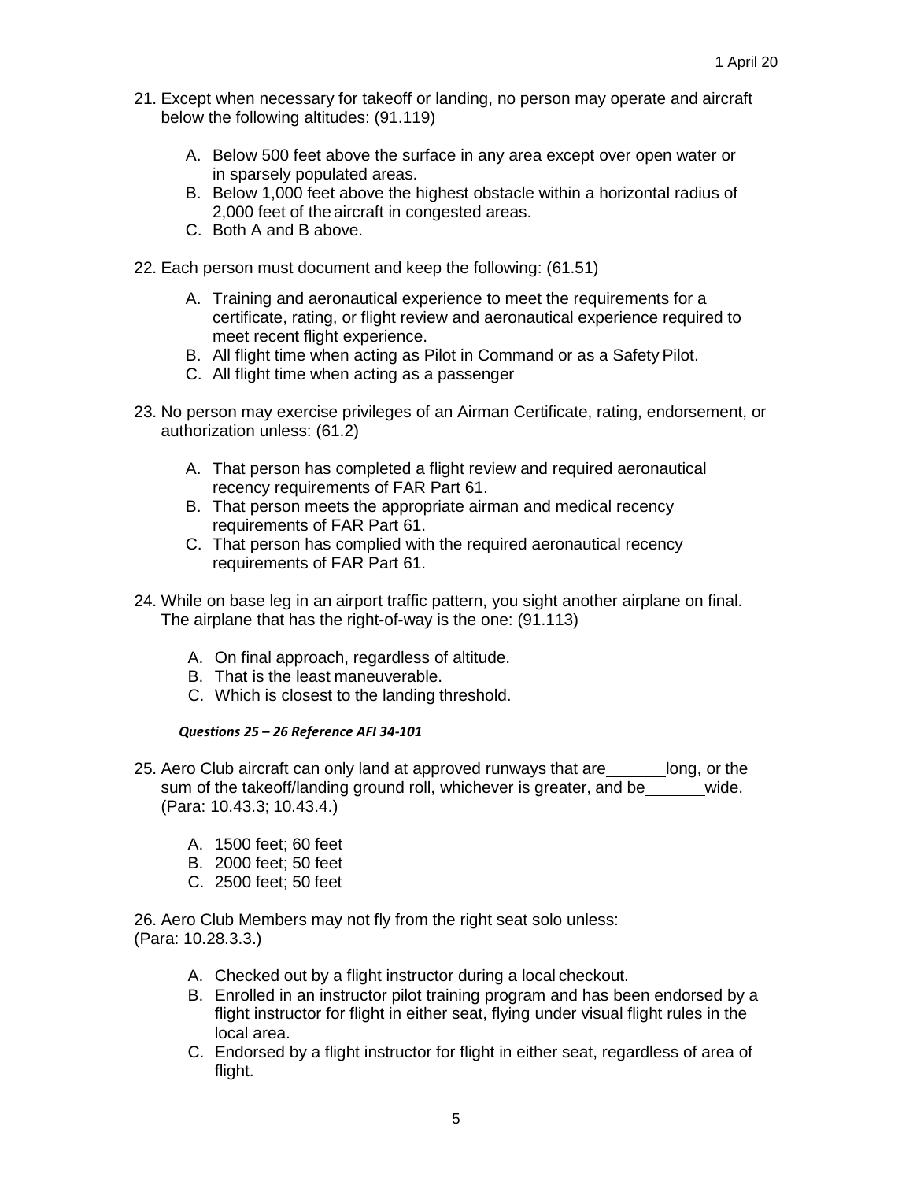21. Except when necessary for takeoff or landing, no person may operate and aircraft below the following altitudes: (91.119)

    A. Below 500 feet above the surface in any area except over open water or in sparsely populated areas.
    B. Below 1,000 feet above the highest obstacle within a horizontal radius of 2,000 feet of the aircraft in congested areas.
    C. Both A and B above.

22. Each person must document and keep the following: (61.51)

    A. Training and aeronautical experience to meet the requirements for a certificate, rating, or flight review and aeronautical experience required to meet recent flight experience.
    B. All flight time when acting as Pilot in Command or as a Safety Pilot.
    C. All flight time when acting as a passenger

23. No person may exercise privileges of an Airman Certificate, rating, endorsement, or authorization unless: (61.2)

    A. That person has completed a flight review and required aeronautical recency requirements of FAR Part 61.
    B. That person meets the appropriate airman and medical recency requirements of FAR Part 61.
    C. That person has complied with the required aeronautical recency requirements of FAR Part 61.

24. While on base leg in an airport traffic pattern, you sight another airplane on final. The airplane that has the right-of-way is the one: (91.113)

    A. On final approach, regardless of altitude.
    B. That is the least maneuverable.
    C. Which is closest to the landing threshold.

***Questions 25 – 26 Reference AFI 34-101***

25. Aero Club aircraft can only land at approved runways that are ______ long, or the sum of the takeoff/landing ground roll, whichever is greater, and be ______ wide. (Para: 10.43.3; 10.43.4.)

    A. 1500 feet; 60 feet
    B. 2000 feet; 50 feet
    C. 2500 feet; 50 feet

26. Aero Club Members may not fly from the right seat solo unless: (Para: 10.28.3.3.)

    A. Checked out by a flight instructor during a local checkout.
    B. Enrolled in an instructor pilot training program and has been endorsed by a flight instructor for flight in either seat, flying under visual flight rules in the local area.
    C. Endorsed by a flight instructor for flight in either seat, regardless of area of flight.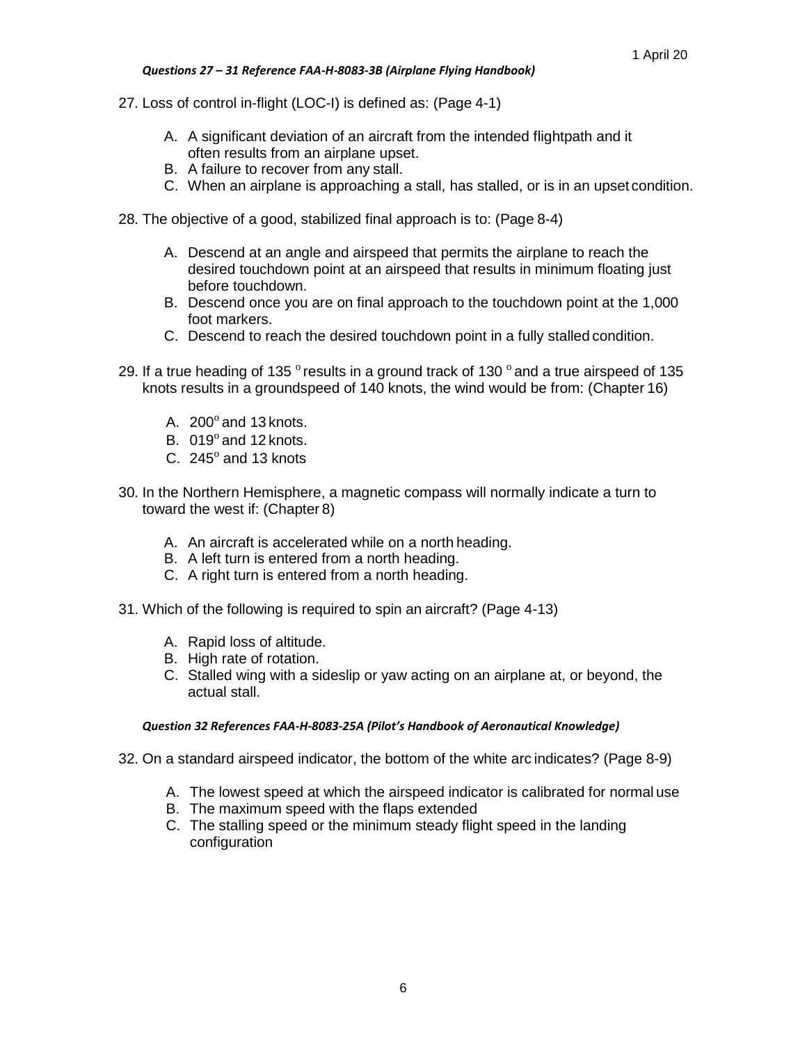*Questions 27 – 31 Reference FAA-H-8083-3B (Airplane Flying Handbook)*

27. Loss of control in-flight (LOC-I) is defined as: (Page 4-1)

    A. A significant deviation of an aircraft from the intended flightpath and it often results from an airplane upset.
    B. A failure to recover from any stall.
    C. When an airplane is approaching a stall, has stalled, or is in an upset condition.

28. The objective of a good, stabilized final approach is to: (Page 8-4)

    A. Descend at an angle and airspeed that permits the airplane to reach the desired touchdown point at an airspeed that results in minimum floating just before touchdown.
    B. Descend once you are on final approach to the touchdown point at the 1,000 foot markers.
    C. Descend to reach the desired touchdown point in a fully stalled condition.

29. If a true heading of 135 $^{o}$ results in a ground track of 130 $^{o}$ and a true airspeed of 135 knots results in a groundspeed of 140 knots, the wind would be from: (Chapter 16)

    A. 200$^{o}$ and 13 knots.
    B. 019$^{o}$ and 12 knots.
    C. 245$^{o}$ and 13 knots

30. In the Northern Hemisphere, a magnetic compass will normally indicate a turn to toward the west if: (Chapter 8)

    A. An aircraft is accelerated while on a north heading.
    B. A left turn is entered from a north heading.
    C. A right turn is entered from a north heading.

31. Which of the following is required to spin an aircraft? (Page 4-13)

    A. Rapid loss of altitude.
    B. High rate of rotation.
    C. Stalled wing with a sideslip or yaw acting on an airplane at, or beyond, the actual stall.

*Question 32 References FAA-H-8083-25A (Pilot's Handbook of Aeronautical Knowledge)*

32. On a standard airspeed indicator, the bottom of the white arc indicates? (Page 8-9)

    A. The lowest speed at which the airspeed indicator is calibrated for normal use
    B. The maximum speed with the flaps extended
    C. The stalling speed or the minimum steady flight speed in the landing configuration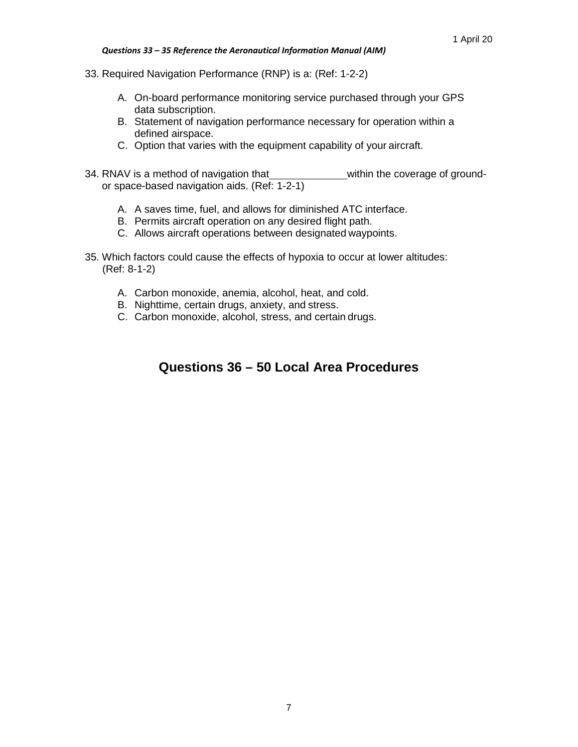*Questions 33 – 35 Reference the Aeronautical Information Manual (AIM)*

33. Required Navigation Performance (RNP) is a: (Ref: 1-2-2)

    A. On-board performance monitoring service purchased through your GPS data subscription.
    B. Statement of navigation performance necessary for operation within a defined airspace.
    C. Option that varies with the equipment capability of your aircraft.

34. RNAV is a method of navigation that_____________within the coverage of ground- or space-based navigation aids. (Ref: 1-2-1)

    A. A saves time, fuel, and allows for diminished ATC interface.
    B. Permits aircraft operation on any desired flight path.
    C. Allows aircraft operations between designated waypoints.

35. Which factors could cause the effects of hypoxia to occur at lower altitudes: (Ref: 8-1-2)

    A. Carbon monoxide, anemia, alcohol, heat, and cold.
    B. Nighttime, certain drugs, anxiety, and stress.
    C. Carbon monoxide, alcohol, stress, and certain drugs.

## Questions 36 – 50 Local Area Procedures